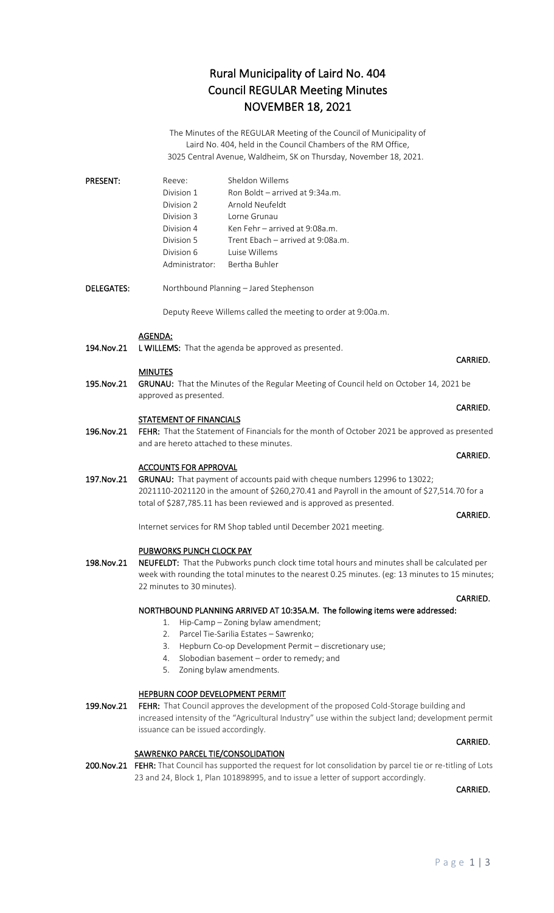# Rural Municipality of Laird No. 404
# Council REGULAR Meeting Minutes
# NOVEMBER 18, 2021

The Minutes of the REGULAR Meeting of the Council of Municipality of Laird No. 404, held in the Council Chambers of the RM Office, 3025 Central Avenue, Waldheim, SK on Thursday, November 18, 2021.

**PRESENT:**

| | |
|---|---|
| Reeve: | Sheldon Willems |
| Division 1 | Ron Boldt – arrived at 9:34a.m. |
| Division 2 | Arnold Neufeldt |
| Division 3 | Lorne Grunau |
| Division 4 | Ken Fehr – arrived at 9:08a.m. |
| Division 5 | Trent Ebach – arrived at 9:08a.m. |
| Division 6 | Luise Willems |
| Administrator: | Bertha Buhler |

**DELEGATES:** Northbound Planning – Jared Stephenson

Deputy Reeve Willems called the meeting to order at 9:00a.m.

**AGENDA:**

**194.Nov.21** **L WILLEMS:** That the agenda be approved as presented.

**CARRIED.**

**MINUTES**

**195.Nov.21** **GRUNAU:** That the Minutes of the Regular Meeting of Council held on October 14, 2021 be approved as presented.

**CARRIED.**

**STATEMENT OF FINANCIALS**

**196.Nov.21** **FEHR:** That the Statement of Financials for the month of October 2021 be approved as presented and are hereto attached to these minutes.

**CARRIED.**

**ACCOUNTS FOR APPROVAL**

**197.Nov.21** **GRUNAU:** That payment of accounts paid with cheque numbers 12996 to 13022; 2021110-2021120 in the amount of $260,270.41 and Payroll in the amount of $27,514.70 for a total of $287,785.11 has been reviewed and is approved as presented.

**CARRIED.**

Internet services for RM Shop tabled until December 2021 meeting.

**PUBWORKS PUNCH CLOCK PAY**

**198.Nov.21** **NEUFELDT:** That the Pubworks punch clock time total hours and minutes shall be calculated per week with rounding the total minutes to the nearest 0.25 minutes. (eg: 13 minutes to 15 minutes; 22 minutes to 30 minutes).

**CARRIED.**

**NORTHBOUND PLANNING ARRIVED AT 10:35A.M. The following items were addressed:**

1. Hip-Camp – Zoning bylaw amendment;
2. Parcel Tie-Sarilia Estates – Sawrenko;
3. Hepburn Co-op Development Permit – discretionary use;
4. Slobodian basement – order to remedy; and
5. Zoning bylaw amendments.

**HEPBURN COOP DEVELOPMENT PERMIT**

**199.Nov.21** **FEHR:** That Council approves the development of the proposed Cold-Storage building and increased intensity of the "Agricultural Industry" use within the subject land; development permit issuance can be issued accordingly.

**CARRIED.**

**SAWRENKO PARCEL TIE/CONSOLIDATION**

**200.Nov.21** **FEHR:** That Council has supported the request for lot consolidation by parcel tie or re-titling of Lots 23 and 24, Block 1, Plan 101898995, and to issue a letter of support accordingly.

**CARRIED.**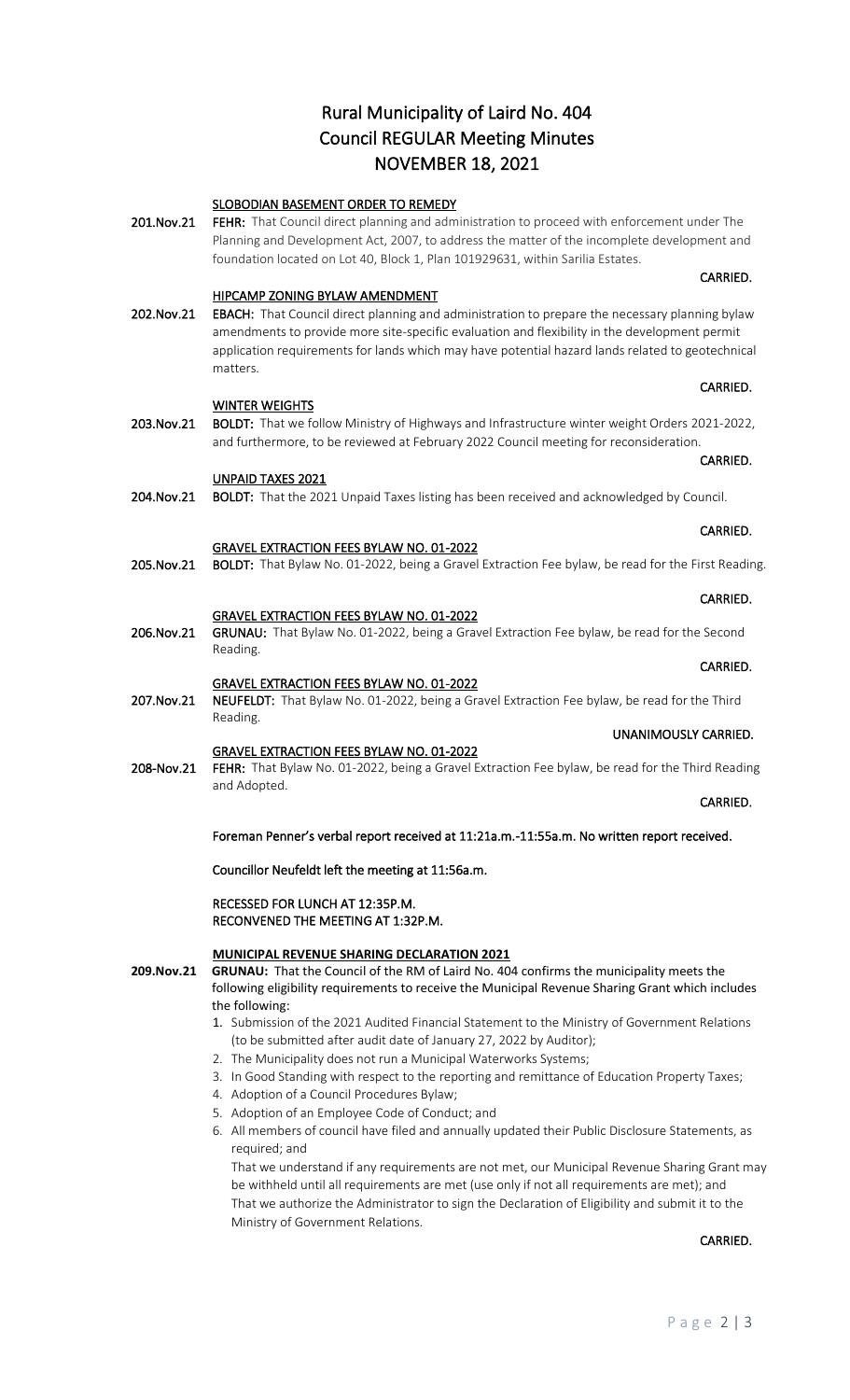# Rural Municipality of Laird No. 404
# Council REGULAR Meeting Minutes
# NOVEMBER 18, 2021

**SLOBODIAN BASEMENT ORDER TO REMEDY**

**201.Nov.21** **FEHR:** That Council direct planning and administration to proceed with enforcement under The Planning and Development Act, 2007, to address the matter of the incomplete development and foundation located on Lot 40, Block 1, Plan 101929631, within Sarilia Estates.

**CARRIED.**

**HIPCAMP ZONING BYLAW AMENDMENT**

**202.Nov.21** **EBACH:** That Council direct planning and administration to prepare the necessary planning bylaw amendments to provide more site-specific evaluation and flexibility in the development permit application requirements for lands which may have potential hazard lands related to geotechnical matters.

**CARRIED.**

**WINTER WEIGHTS**

**203.Nov.21** **BOLDT:** That we follow Ministry of Highways and Infrastructure winter weight Orders 2021-2022, and furthermore, to be reviewed at February 2022 Council meeting for reconsideration.

**CARRIED.**

**UNPAID TAXES 2021**

**204.Nov.21** **BOLDT:** That the 2021 Unpaid Taxes listing has been received and acknowledged by Council.

**CARRIED.**

**GRAVEL EXTRACTION FEES BYLAW NO. 01-2022**

**205.Nov.21** **BOLDT:** That Bylaw No. 01-2022, being a Gravel Extraction Fee bylaw, be read for the First Reading.

**CARRIED.**

**GRAVEL EXTRACTION FEES BYLAW NO. 01-2022**

**206.Nov.21** **GRUNAU:** That Bylaw No. 01-2022, being a Gravel Extraction Fee bylaw, be read for the Second Reading.

**CARRIED.**

**GRAVEL EXTRACTION FEES BYLAW NO. 01-2022**

**207.Nov.21** **NEUFELDT:** That Bylaw No. 01-2022, being a Gravel Extraction Fee bylaw, be read for the Third Reading.

**UNANIMOUSLY CARRIED.**

**GRAVEL EXTRACTION FEES BYLAW NO. 01-2022**

**208-Nov.21** **FEHR:** That Bylaw No. 01-2022, being a Gravel Extraction Fee bylaw, be read for the Third Reading and Adopted.

**CARRIED.**

**Foreman Penner's verbal report received at 11:21a.m.-11:55a.m. No written report received.**

**Councillor Neufeldt left the meeting at 11:56a.m.**

**RECESSED FOR LUNCH AT 12:35P.M.**
**RECONVENED THE MEETING AT 1:32P.M.**

**MUNICIPAL REVENUE SHARING DECLARATION 2021**

**209.Nov.21** **GRUNAU:** That the Council of the RM of Laird No. 404 confirms the municipality meets the following eligibility requirements to receive the Municipal Revenue Sharing Grant which includes the following:

1. Submission of the 2021 Audited Financial Statement to the Ministry of Government Relations (to be submitted after audit date of January 27, 2022 by Auditor);
2. The Municipality does not run a Municipal Waterworks Systems;
3. In Good Standing with respect to the reporting and remittance of Education Property Taxes;
4. Adoption of a Council Procedures Bylaw;
5. Adoption of an Employee Code of Conduct; and
6. All members of council have filed and annually updated their Public Disclosure Statements, as required; and

That we understand if any requirements are not met, our Municipal Revenue Sharing Grant may be withheld until all requirements are met (use only if not all requirements are met); and
That we authorize the Administrator to sign the Declaration of Eligibility and submit it to the Ministry of Government Relations.

**CARRIED.**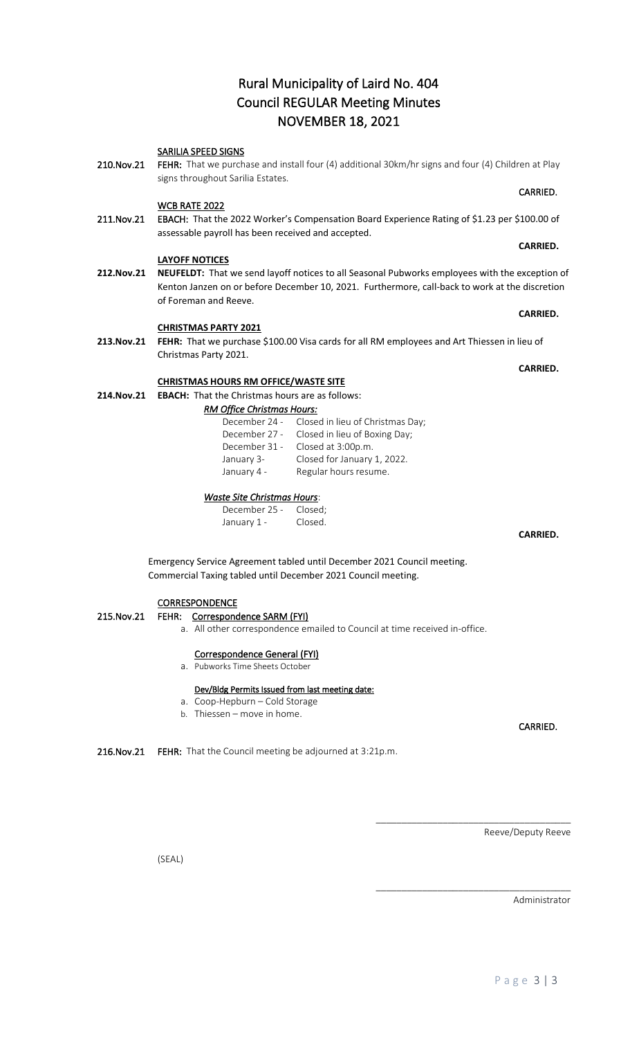# Rural Municipality of Laird No. 404
# Council REGULAR Meeting Minutes
# NOVEMBER 18, 2021

**SARILIA SPEED SIGNS**

**210.Nov.21** **FEHR:** That we purchase and install four (4) additional 30km/hr signs and four (4) Children at Play signs throughout Sarilia Estates.

**CARRIED.**

**WCB RATE 2022**

**211.Nov.21** **EBACH:** That the 2022 Worker's Compensation Board Experience Rating of $1.23 per $100.00 of assessable payroll has been received and accepted.

**CARRIED.**

**LAYOFF NOTICES**

**212.Nov.21** **NEUFELDT:** That we send layoff notices to all Seasonal Pubworks employees with the exception of Kenton Janzen on or before December 10, 2021. Furthermore, call-back to work at the discretion of Foreman and Reeve.

**CARRIED.**

**CHRISTMAS PARTY 2021**

**213.Nov.21** **FEHR:** That we purchase $100.00 Visa cards for all RM employees and Art Thiessen in lieu of Christmas Party 2021.

**CARRIED.**

**CHRISTMAS HOURS RM OFFICE/WASTE SITE**

**214.Nov.21** **EBACH:** That the Christmas hours are as follows:

***RM Office Christmas Hours:***

| | |
|---|---|
| December 24 - | Closed in lieu of Christmas Day; |
| December 27 - | Closed in lieu of Boxing Day; |
| December 31 - | Closed at 3:00p.m. |
| January 3- | Closed for January 1, 2022. |
| January 4 - | Regular hours resume. |

***Waste Site Christmas Hours*:**

| | |
|---|---|
| December 25 - | Closed; |
| January 1 - | Closed. |

**CARRIED.**

Emergency Service Agreement tabled until December 2021 Council meeting.
Commercial Taxing tabled until December 2021 Council meeting.

**CORRESPONDENCE**

**215.Nov.21** **FEHR:** **Correspondence SARM (FYI)**

a. All other correspondence emailed to Council at time received in-office.

**Correspondence General (FYI)**

a. Pubworks Time Sheets October

**Dev/Bldg Permits Issued from last meeting date:**

a. Coop-Hepburn – Cold Storage
b. Thiessen – move in home.

**CARRIED.**

**216.Nov.21** **FEHR:** That the Council meeting be adjourned at 3:21p.m.

\_\_\_\_\_\_\_\_\_\_\_\_\_\_\_\_\_\_\_\_\_\_\_\_\_\_\_\_\_\_\_\_\_\_\_\_

Reeve/Deputy Reeve

(SEAL)

\_\_\_\_\_\_\_\_\_\_\_\_\_\_\_\_\_\_\_\_\_\_\_\_\_\_\_\_\_\_\_\_\_\_\_\_

Administrator